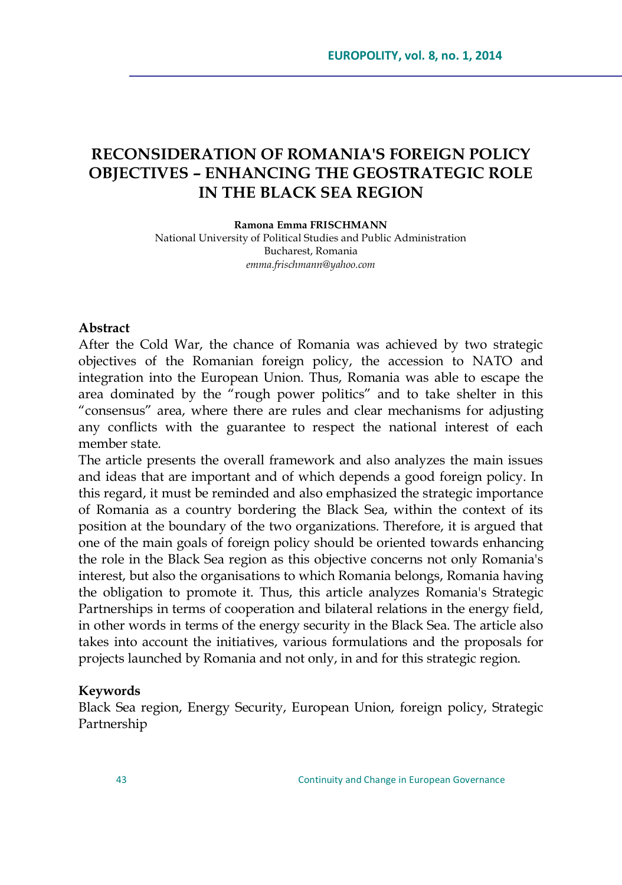# RECONSIDERATION OF ROMANIA'S FOREIGN POLICY OBJECTIVES – ENHANCING THE GEOSTRATEGIC ROLE IN THE BLACK SEA REGION

**Ramona Emma FRISCHMANN**
National University of Political Studies and Public Administration
Bucharest, Romania
*emma.frischmann@yahoo.com*

## Abstract

After the Cold War, the chance of Romania was achieved by two strategic objectives of the Romanian foreign policy, the accession to NATO and integration into the European Union. Thus, Romania was able to escape the area dominated by the "rough power politics" and to take shelter in this "consensus" area, where there are rules and clear mechanisms for adjusting any conflicts with the guarantee to respect the national interest of each member state.

The article presents the overall framework and also analyzes the main issues and ideas that are important and of which depends a good foreign policy. In this regard, it must be reminded and also emphasized the strategic importance of Romania as a country bordering the Black Sea, within the context of its position at the boundary of the two organizations. Therefore, it is argued that one of the main goals of foreign policy should be oriented towards enhancing the role in the Black Sea region as this objective concerns not only Romania's interest, but also the organisations to which Romania belongs, Romania having the obligation to promote it. Thus, this article analyzes Romania's Strategic Partnerships in terms of cooperation and bilateral relations in the energy field, in other words in terms of the energy security in the Black Sea. The article also takes into account the initiatives, various formulations and the proposals for projects launched by Romania and not only, in and for this strategic region.

## Keywords

Black Sea region, Energy Security, European Union, foreign policy, Strategic Partnership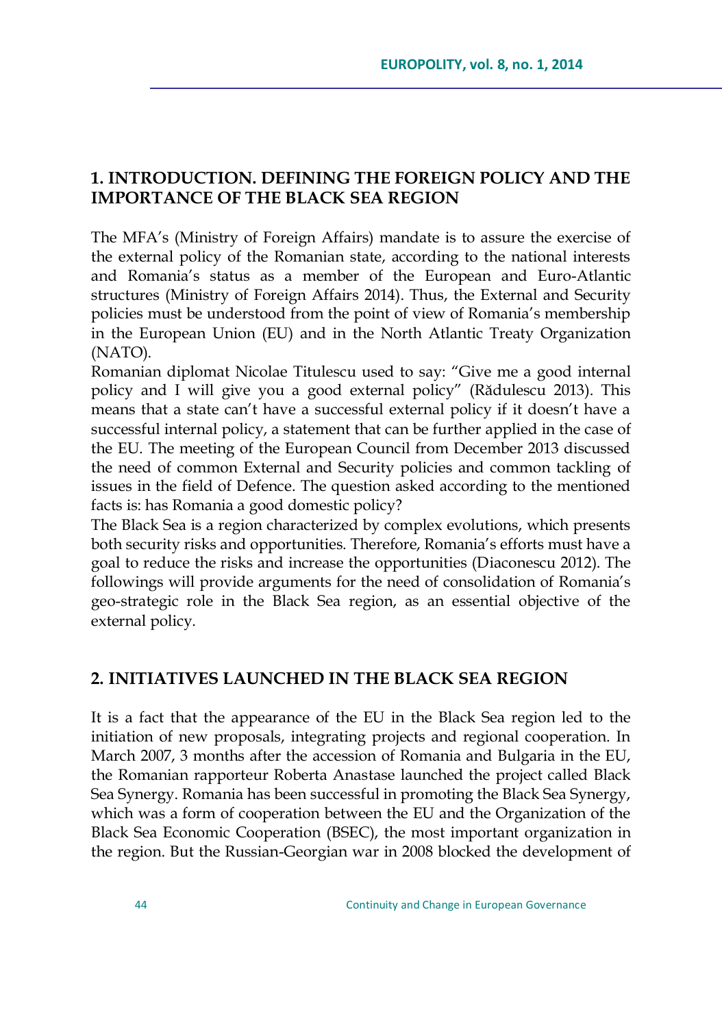## 1. INTRODUCTION. DEFINING THE FOREIGN POLICY AND THE IMPORTANCE OF THE BLACK SEA REGION

The MFA's (Ministry of Foreign Affairs) mandate is to assure the exercise of the external policy of the Romanian state, according to the national interests and Romania's status as a member of the European and Euro-Atlantic structures (Ministry of Foreign Affairs 2014). Thus, the External and Security policies must be understood from the point of view of Romania's membership in the European Union (EU) and in the North Atlantic Treaty Organization (NATO).

Romanian diplomat Nicolae Titulescu used to say: "Give me a good internal policy and I will give you a good external policy" (Rădulescu 2013). This means that a state can't have a successful external policy if it doesn't have a successful internal policy, a statement that can be further applied in the case of the EU. The meeting of the European Council from December 2013 discussed the need of common External and Security policies and common tackling of issues in the field of Defence. The question asked according to the mentioned facts is: has Romania a good domestic policy?

The Black Sea is a region characterized by complex evolutions, which presents both security risks and opportunities. Therefore, Romania's efforts must have a goal to reduce the risks and increase the opportunities (Diaconescu 2012). The followings will provide arguments for the need of consolidation of Romania's geo-strategic role in the Black Sea region, as an essential objective of the external policy.

## 2. INITIATIVES LAUNCHED IN THE BLACK SEA REGION

It is a fact that the appearance of the EU in the Black Sea region led to the initiation of new proposals, integrating projects and regional cooperation. In March 2007, 3 months after the accession of Romania and Bulgaria in the EU, the Romanian rapporteur Roberta Anastase launched the project called Black Sea Synergy. Romania has been successful in promoting the Black Sea Synergy, which was a form of cooperation between the EU and the Organization of the Black Sea Economic Cooperation (BSEC), the most important organization in the region. But the Russian-Georgian war in 2008 blocked the development of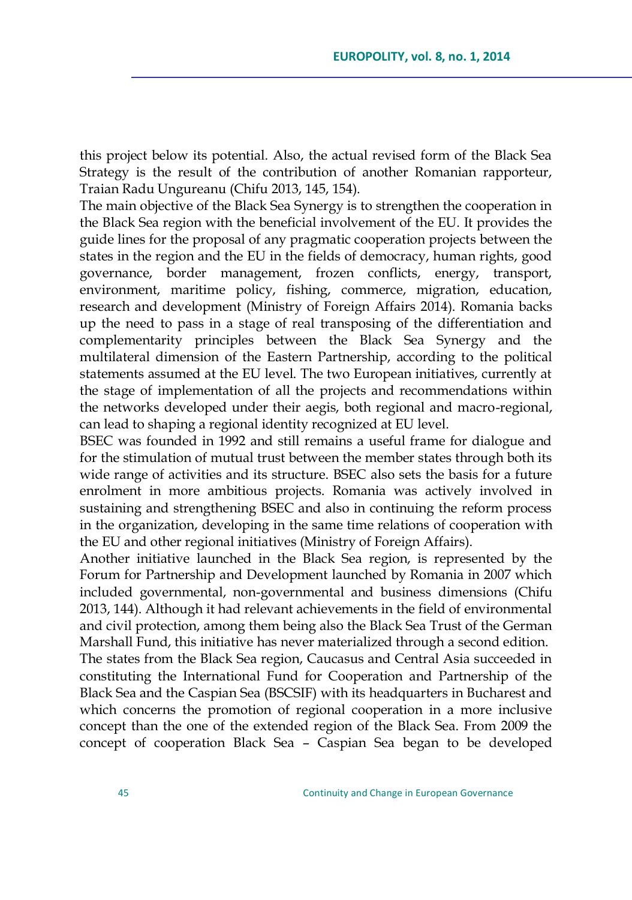this project below its potential. Also, the actual revised form of the Black Sea Strategy is the result of the contribution of another Romanian rapporteur, Traian Radu Ungureanu (Chifu 2013, 145, 154).

The main objective of the Black Sea Synergy is to strengthen the cooperation in the Black Sea region with the beneficial involvement of the EU. It provides the guide lines for the proposal of any pragmatic cooperation projects between the states in the region and the EU in the fields of democracy, human rights, good governance, border management, frozen conflicts, energy, transport, environment, maritime policy, fishing, commerce, migration, education, research and development (Ministry of Foreign Affairs 2014). Romania backs up the need to pass in a stage of real transposing of the differentiation and complementarity principles between the Black Sea Synergy and the multilateral dimension of the Eastern Partnership, according to the political statements assumed at the EU level. The two European initiatives, currently at the stage of implementation of all the projects and recommendations within the networks developed under their aegis, both regional and macro-regional, can lead to shaping a regional identity recognized at EU level.

BSEC was founded in 1992 and still remains a useful frame for dialogue and for the stimulation of mutual trust between the member states through both its wide range of activities and its structure. BSEC also sets the basis for a future enrolment in more ambitious projects. Romania was actively involved in sustaining and strengthening BSEC and also in continuing the reform process in the organization, developing in the same time relations of cooperation with the EU and other regional initiatives (Ministry of Foreign Affairs).

Another initiative launched in the Black Sea region, is represented by the Forum for Partnership and Development launched by Romania in 2007 which included governmental, non-governmental and business dimensions (Chifu 2013, 144). Although it had relevant achievements in the field of environmental and civil protection, among them being also the Black Sea Trust of the German Marshall Fund, this initiative has never materialized through a second edition.

The states from the Black Sea region, Caucasus and Central Asia succeeded in constituting the International Fund for Cooperation and Partnership of the Black Sea and the Caspian Sea (BSCSIF) with its headquarters in Bucharest and which concerns the promotion of regional cooperation in a more inclusive concept than the one of the extended region of the Black Sea. From 2009 the concept of cooperation Black Sea – Caspian Sea began to be developed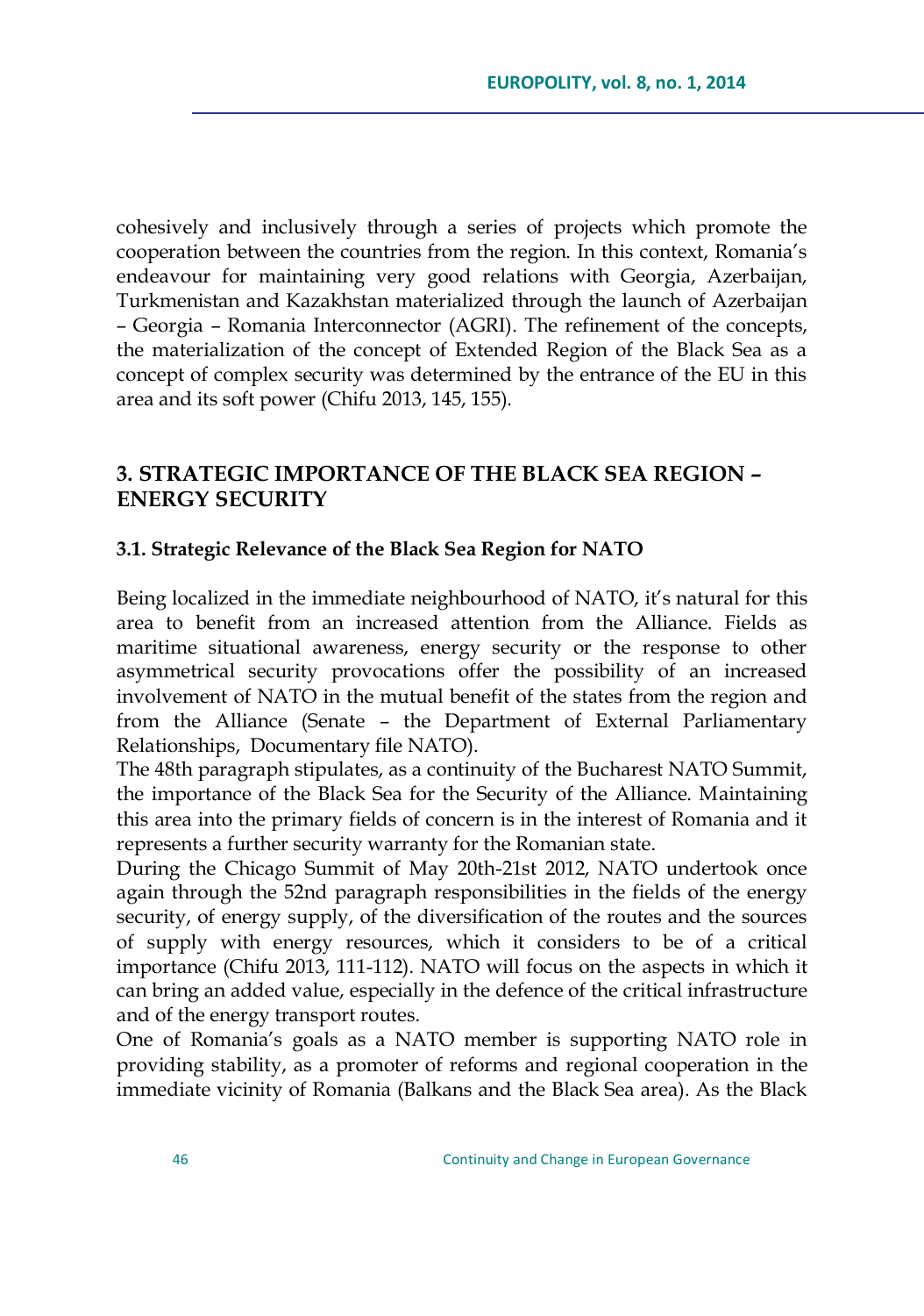cohesively and inclusively through a series of projects which promote the cooperation between the countries from the region. In this context, Romania's endeavour for maintaining very good relations with Georgia, Azerbaijan, Turkmenistan and Kazakhstan materialized through the launch of Azerbaijan – Georgia – Romania Interconnector (AGRI). The refinement of the concepts, the materialization of the concept of Extended Region of the Black Sea as a concept of complex security was determined by the entrance of the EU in this area and its soft power (Chifu 2013, 145, 155).

## 3. STRATEGIC IMPORTANCE OF THE BLACK SEA REGION – ENERGY SECURITY

### 3.1. Strategic Relevance of the Black Sea Region for NATO

Being localized in the immediate neighbourhood of NATO, it's natural for this area to benefit from an increased attention from the Alliance. Fields as maritime situational awareness, energy security or the response to other asymmetrical security provocations offer the possibility of an increased involvement of NATO in the mutual benefit of the states from the region and from the Alliance (Senate – the Department of External Parliamentary Relationships, Documentary file NATO).

The 48th paragraph stipulates, as a continuity of the Bucharest NATO Summit, the importance of the Black Sea for the Security of the Alliance. Maintaining this area into the primary fields of concern is in the interest of Romania and it represents a further security warranty for the Romanian state.

During the Chicago Summit of May 20th-21st 2012, NATO undertook once again through the 52nd paragraph responsibilities in the fields of the energy security, of energy supply, of the diversification of the routes and the sources of supply with energy resources, which it considers to be of a critical importance (Chifu 2013, 111-112). NATO will focus on the aspects in which it can bring an added value, especially in the defence of the critical infrastructure and of the energy transport routes.

One of Romania's goals as a NATO member is supporting NATO role in providing stability, as a promoter of reforms and regional cooperation in the immediate vicinity of Romania (Balkans and the Black Sea area). As the Black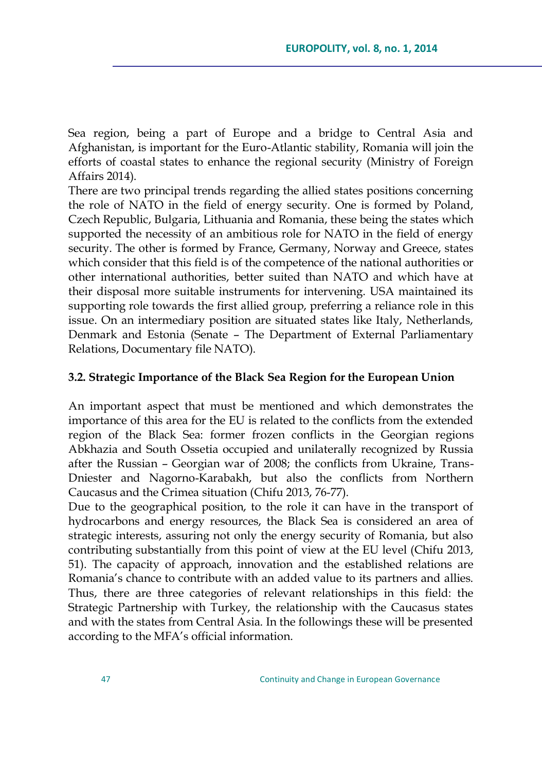Sea region, being a part of Europe and a bridge to Central Asia and Afghanistan, is important for the Euro-Atlantic stability, Romania will join the efforts of coastal states to enhance the regional security (Ministry of Foreign Affairs 2014).

There are two principal trends regarding the allied states positions concerning the role of NATO in the field of energy security. One is formed by Poland, Czech Republic, Bulgaria, Lithuania and Romania, these being the states which supported the necessity of an ambitious role for NATO in the field of energy security. The other is formed by France, Germany, Norway and Greece, states which consider that this field is of the competence of the national authorities or other international authorities, better suited than NATO and which have at their disposal more suitable instruments for intervening. USA maintained its supporting role towards the first allied group, preferring a reliance role in this issue. On an intermediary position are situated states like Italy, Netherlands, Denmark and Estonia (Senate – The Department of External Parliamentary Relations, Documentary file NATO).

### 3.2. Strategic Importance of the Black Sea Region for the European Union

An important aspect that must be mentioned and which demonstrates the importance of this area for the EU is related to the conflicts from the extended region of the Black Sea: former frozen conflicts in the Georgian regions Abkhazia and South Ossetia occupied and unilaterally recognized by Russia after the Russian – Georgian war of 2008; the conflicts from Ukraine, Trans-Dniester and Nagorno-Karabakh, but also the conflicts from Northern Caucasus and the Crimea situation (Chifu 2013, 76-77).

Due to the geographical position, to the role it can have in the transport of hydrocarbons and energy resources, the Black Sea is considered an area of strategic interests, assuring not only the energy security of Romania, but also contributing substantially from this point of view at the EU level (Chifu 2013, 51). The capacity of approach, innovation and the established relations are Romania's chance to contribute with an added value to its partners and allies. Thus, there are three categories of relevant relationships in this field: the Strategic Partnership with Turkey, the relationship with the Caucasus states and with the states from Central Asia. In the followings these will be presented according to the MFA's official information.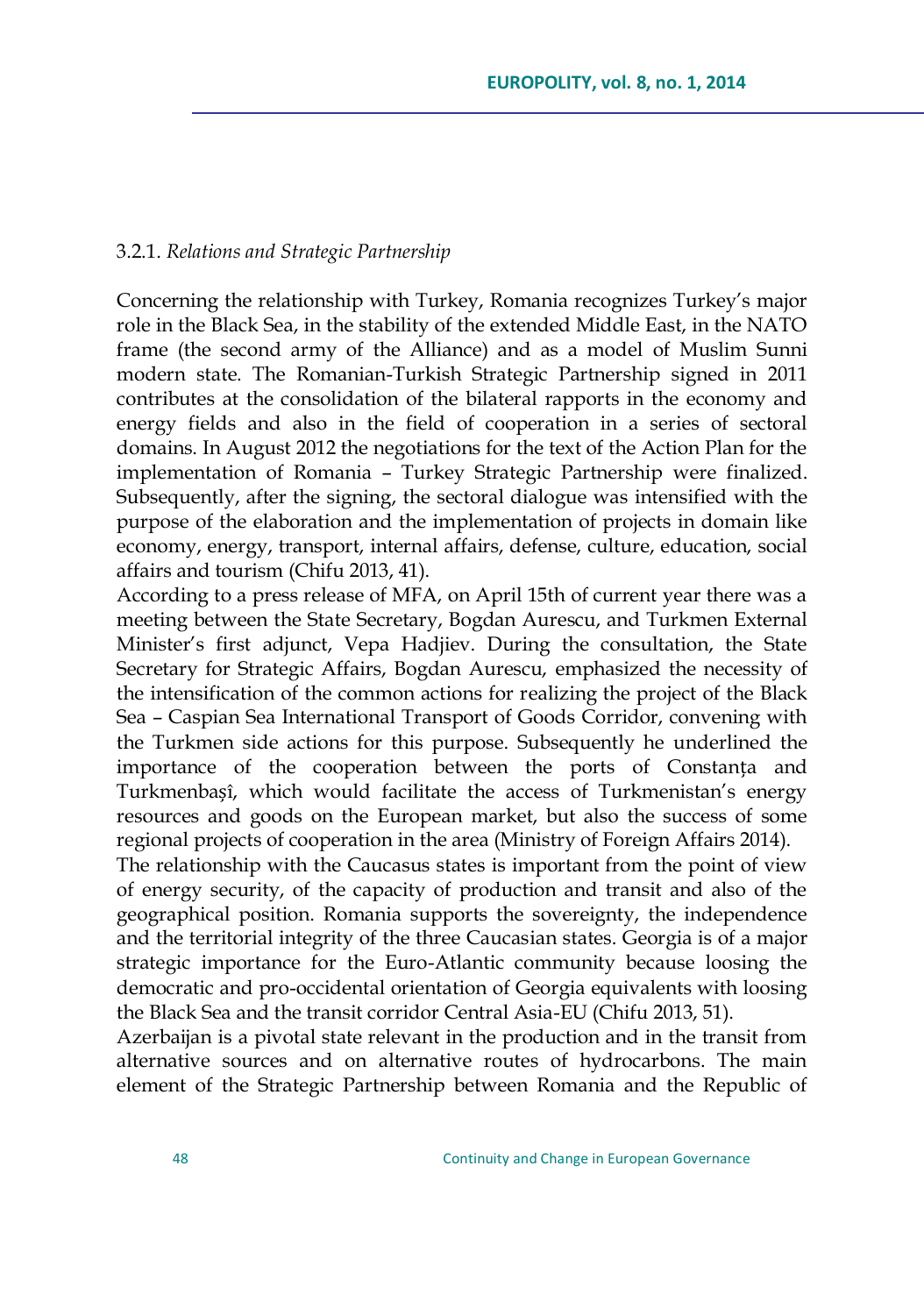3.2.1. *Relations and Strategic Partnership*

Concerning the relationship with Turkey, Romania recognizes Turkey's major role in the Black Sea, in the stability of the extended Middle East, in the NATO frame (the second army of the Alliance) and as a model of Muslim Sunni modern state. The Romanian-Turkish Strategic Partnership signed in 2011 contributes at the consolidation of the bilateral rapports in the economy and energy fields and also in the field of cooperation in a series of sectoral domains. In August 2012 the negotiations for the text of the Action Plan for the implementation of Romania – Turkey Strategic Partnership were finalized. Subsequently, after the signing, the sectoral dialogue was intensified with the purpose of the elaboration and the implementation of projects in domain like economy, energy, transport, internal affairs, defense, culture, education, social affairs and tourism (Chifu 2013, 41).

According to a press release of MFA, on April 15th of current year there was a meeting between the State Secretary, Bogdan Aurescu, and Turkmen External Minister's first adjunct, Vepa Hadjiev. During the consultation, the State Secretary for Strategic Affairs, Bogdan Aurescu, emphasized the necessity of the intensification of the common actions for realizing the project of the Black Sea – Caspian Sea International Transport of Goods Corridor, convening with the Turkmen side actions for this purpose. Subsequently he underlined the importance of the cooperation between the ports of Constanța and Turkmenbașî, which would facilitate the access of Turkmenistan's energy resources and goods on the European market, but also the success of some regional projects of cooperation in the area (Ministry of Foreign Affairs 2014).

The relationship with the Caucasus states is important from the point of view of energy security, of the capacity of production and transit and also of the geographical position. Romania supports the sovereignty, the independence and the territorial integrity of the three Caucasian states. Georgia is of a major strategic importance for the Euro-Atlantic community because loosing the democratic and pro-occidental orientation of Georgia equivalents with loosing the Black Sea and the transit corridor Central Asia-EU (Chifu 2013, 51).

Azerbaijan is a pivotal state relevant in the production and in the transit from alternative sources and on alternative routes of hydrocarbons. The main element of the Strategic Partnership between Romania and the Republic of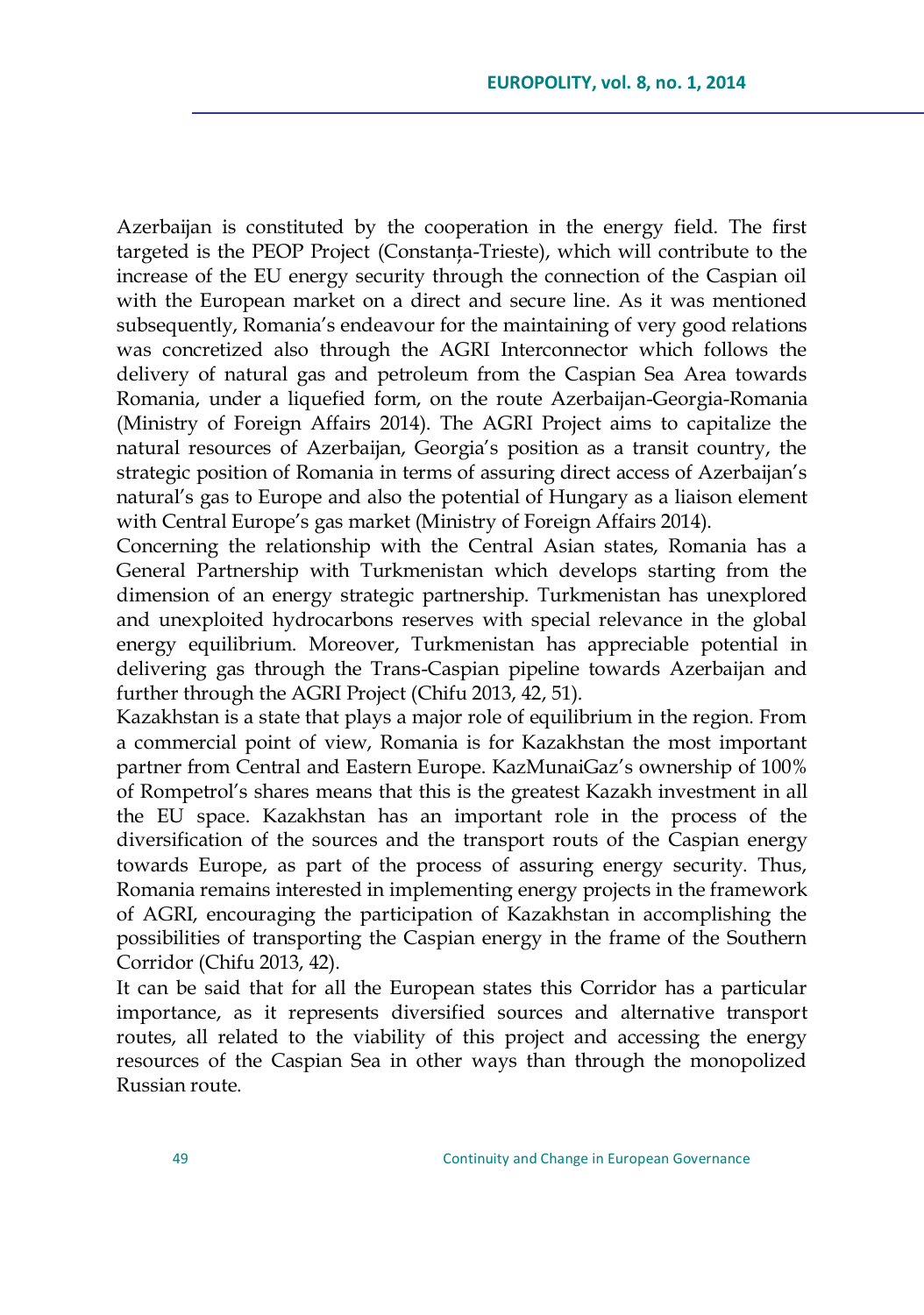Azerbaijan is constituted by the cooperation in the energy field. The first targeted is the PEOP Project (Constanța-Trieste), which will contribute to the increase of the EU energy security through the connection of the Caspian oil with the European market on a direct and secure line. As it was mentioned subsequently, Romania's endeavour for the maintaining of very good relations was concretized also through the AGRI Interconnector which follows the delivery of natural gas and petroleum from the Caspian Sea Area towards Romania, under a liquefied form, on the route Azerbaijan-Georgia-Romania (Ministry of Foreign Affairs 2014). The AGRI Project aims to capitalize the natural resources of Azerbaijan, Georgia's position as a transit country, the strategic position of Romania in terms of assuring direct access of Azerbaijan's natural's gas to Europe and also the potential of Hungary as a liaison element with Central Europe's gas market (Ministry of Foreign Affairs 2014).

Concerning the relationship with the Central Asian states, Romania has a General Partnership with Turkmenistan which develops starting from the dimension of an energy strategic partnership. Turkmenistan has unexplored and unexploited hydrocarbons reserves with special relevance in the global energy equilibrium. Moreover, Turkmenistan has appreciable potential in delivering gas through the Trans-Caspian pipeline towards Azerbaijan and further through the AGRI Project (Chifu 2013, 42, 51).

Kazakhstan is a state that plays a major role of equilibrium in the region. From a commercial point of view, Romania is for Kazakhstan the most important partner from Central and Eastern Europe. KazMunaiGaz's ownership of 100% of Rompetrol's shares means that this is the greatest Kazakh investment in all the EU space. Kazakhstan has an important role in the process of the diversification of the sources and the transport routs of the Caspian energy towards Europe, as part of the process of assuring energy security. Thus, Romania remains interested in implementing energy projects in the framework of AGRI, encouraging the participation of Kazakhstan in accomplishing the possibilities of transporting the Caspian energy in the frame of the Southern Corridor (Chifu 2013, 42).

It can be said that for all the European states this Corridor has a particular importance, as it represents diversified sources and alternative transport routes, all related to the viability of this project and accessing the energy resources of the Caspian Sea in other ways than through the monopolized Russian route.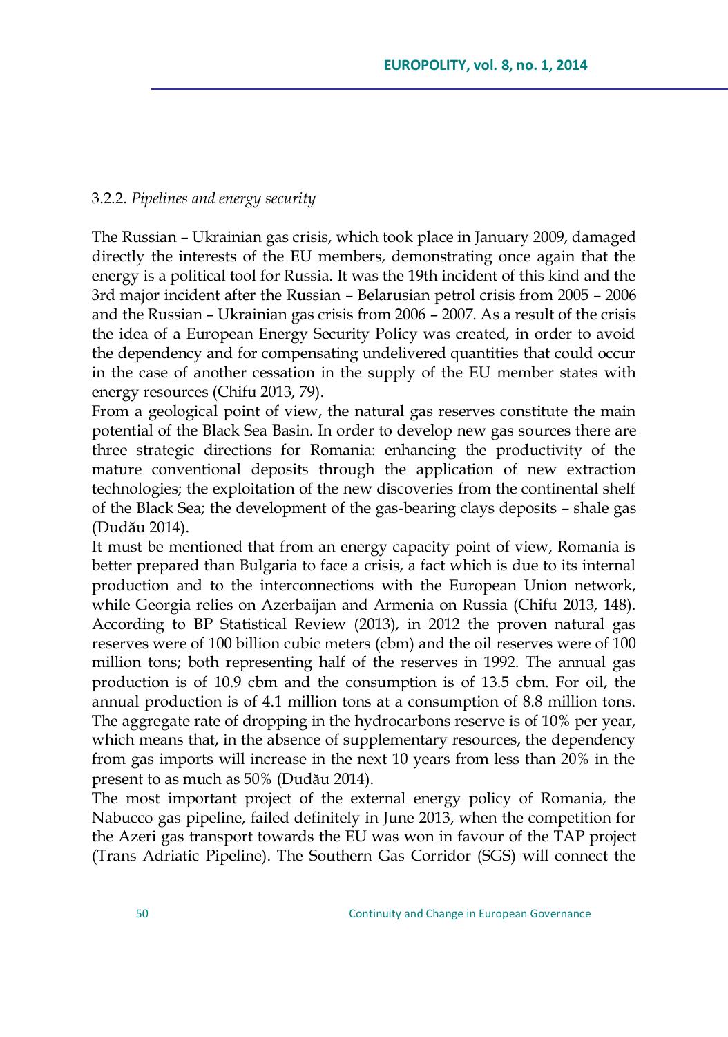### 3.2.2. *Pipelines and energy security*

The Russian – Ukrainian gas crisis, which took place in January 2009, damaged directly the interests of the EU members, demonstrating once again that the energy is a political tool for Russia. It was the 19th incident of this kind and the 3rd major incident after the Russian – Belarusian petrol crisis from 2005 – 2006 and the Russian – Ukrainian gas crisis from 2006 – 2007. As a result of the crisis the idea of a European Energy Security Policy was created, in order to avoid the dependency and for compensating undelivered quantities that could occur in the case of another cessation in the supply of the EU member states with energy resources (Chifu 2013, 79).

From a geological point of view, the natural gas reserves constitute the main potential of the Black Sea Basin. In order to develop new gas sources there are three strategic directions for Romania: enhancing the productivity of the mature conventional deposits through the application of new extraction technologies; the exploitation of the new discoveries from the continental shelf of the Black Sea; the development of the gas-bearing clays deposits – shale gas (Dudău 2014).

It must be mentioned that from an energy capacity point of view, Romania is better prepared than Bulgaria to face a crisis, a fact which is due to its internal production and to the interconnections with the European Union network, while Georgia relies on Azerbaijan and Armenia on Russia (Chifu 2013, 148). According to BP Statistical Review (2013), in 2012 the proven natural gas reserves were of 100 billion cubic meters (cbm) and the oil reserves were of 100 million tons; both representing half of the reserves in 1992. The annual gas production is of 10.9 cbm and the consumption is of 13.5 cbm. For oil, the annual production is of 4.1 million tons at a consumption of 8.8 million tons. The aggregate rate of dropping in the hydrocarbons reserve is of 10% per year, which means that, in the absence of supplementary resources, the dependency from gas imports will increase in the next 10 years from less than 20% in the present to as much as 50% (Dudău 2014).

The most important project of the external energy policy of Romania, the Nabucco gas pipeline, failed definitely in June 2013, when the competition for the Azeri gas transport towards the EU was won in favour of the TAP project (Trans Adriatic Pipeline). The Southern Gas Corridor (SGS) will connect the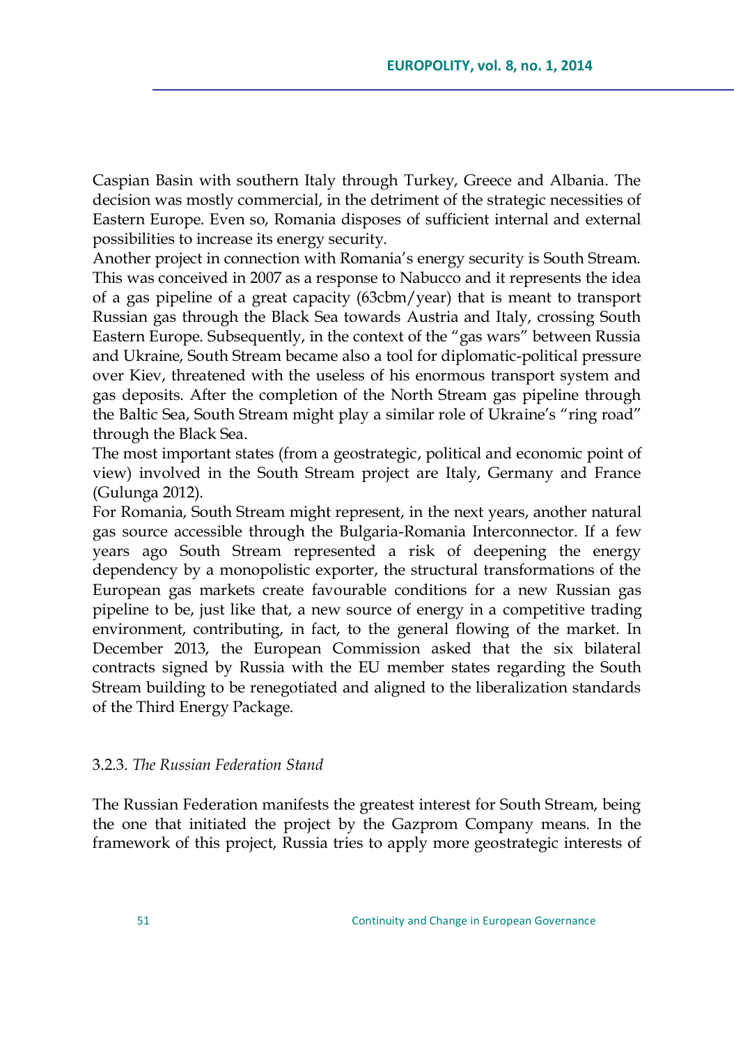Caspian Basin with southern Italy through Turkey, Greece and Albania. The decision was mostly commercial, in the detriment of the strategic necessities of Eastern Europe. Even so, Romania disposes of sufficient internal and external possibilities to increase its energy security.

Another project in connection with Romania's energy security is South Stream. This was conceived in 2007 as a response to Nabucco and it represents the idea of a gas pipeline of a great capacity (63cbm/year) that is meant to transport Russian gas through the Black Sea towards Austria and Italy, crossing South Eastern Europe. Subsequently, in the context of the "gas wars" between Russia and Ukraine, South Stream became also a tool for diplomatic-political pressure over Kiev, threatened with the useless of his enormous transport system and gas deposits. After the completion of the North Stream gas pipeline through the Baltic Sea, South Stream might play a similar role of Ukraine's "ring road" through the Black Sea.

The most important states (from a geostrategic, political and economic point of view) involved in the South Stream project are Italy, Germany and France (Gulunga 2012).

For Romania, South Stream might represent, in the next years, another natural gas source accessible through the Bulgaria-Romania Interconnector. If a few years ago South Stream represented a risk of deepening the energy dependency by a monopolistic exporter, the structural transformations of the European gas markets create favourable conditions for a new Russian gas pipeline to be, just like that, a new source of energy in a competitive trading environment, contributing, in fact, to the general flowing of the market. In December 2013, the European Commission asked that the six bilateral contracts signed by Russia with the EU member states regarding the South Stream building to be renegotiated and aligned to the liberalization standards of the Third Energy Package.

#### 3.2.3. *The Russian Federation Stand*

The Russian Federation manifests the greatest interest for South Stream, being the one that initiated the project by the Gazprom Company means. In the framework of this project, Russia tries to apply more geostrategic interests of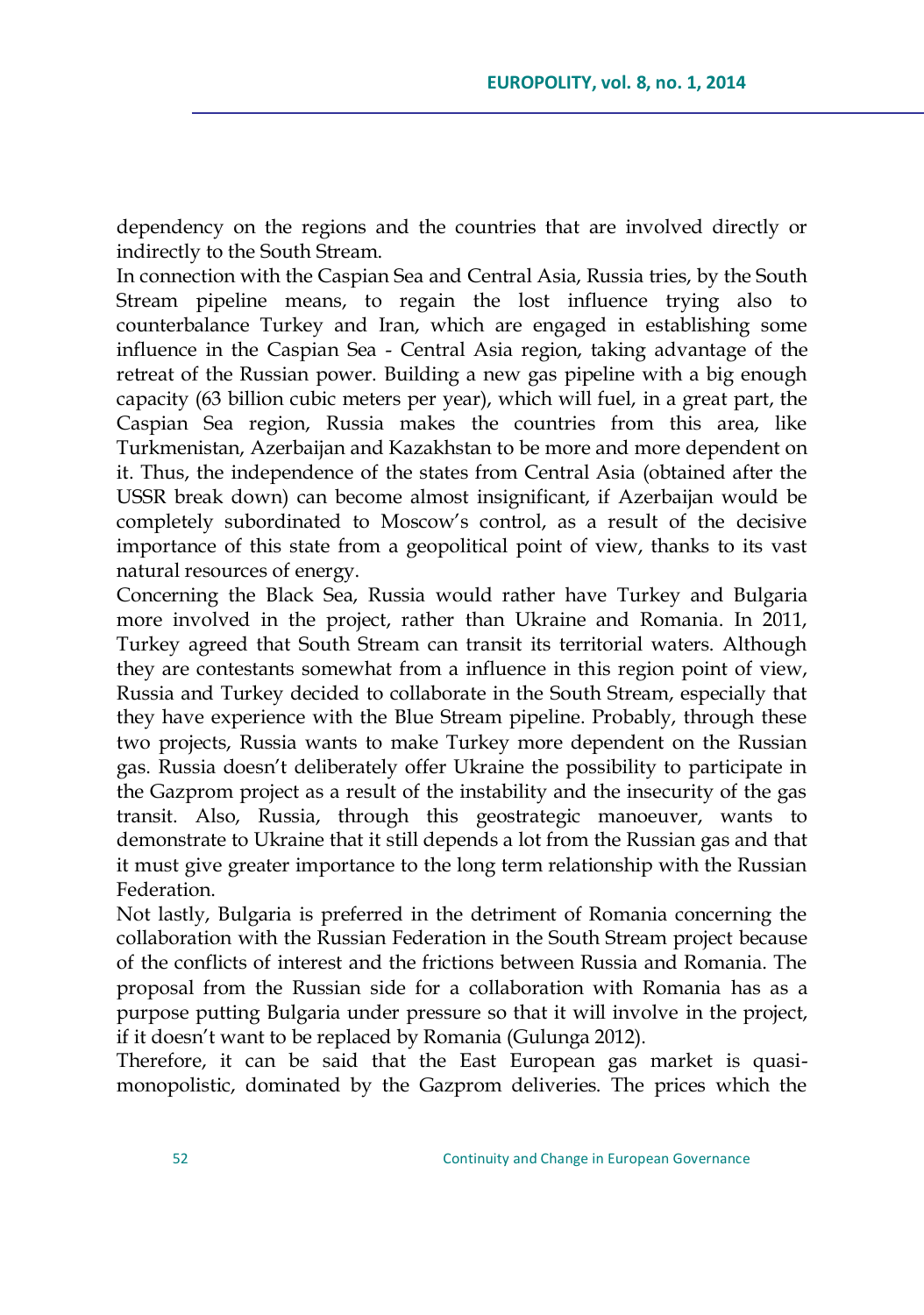dependency on the regions and the countries that are involved directly or indirectly to the South Stream.

In connection with the Caspian Sea and Central Asia, Russia tries, by the South Stream pipeline means, to regain the lost influence trying also to counterbalance Turkey and Iran, which are engaged in establishing some influence in the Caspian Sea - Central Asia region, taking advantage of the retreat of the Russian power. Building a new gas pipeline with a big enough capacity (63 billion cubic meters per year), which will fuel, in a great part, the Caspian Sea region, Russia makes the countries from this area, like Turkmenistan, Azerbaijan and Kazakhstan to be more and more dependent on it. Thus, the independence of the states from Central Asia (obtained after the USSR break down) can become almost insignificant, if Azerbaijan would be completely subordinated to Moscow's control, as a result of the decisive importance of this state from a geopolitical point of view, thanks to its vast natural resources of energy.

Concerning the Black Sea, Russia would rather have Turkey and Bulgaria more involved in the project, rather than Ukraine and Romania. In 2011, Turkey agreed that South Stream can transit its territorial waters. Although they are contestants somewhat from a influence in this region point of view, Russia and Turkey decided to collaborate in the South Stream, especially that they have experience with the Blue Stream pipeline. Probably, through these two projects, Russia wants to make Turkey more dependent on the Russian gas. Russia doesn't deliberately offer Ukraine the possibility to participate in the Gazprom project as a result of the instability and the insecurity of the gas transit. Also, Russia, through this geostrategic manoeuver, wants to demonstrate to Ukraine that it still depends a lot from the Russian gas and that it must give greater importance to the long term relationship with the Russian Federation.

Not lastly, Bulgaria is preferred in the detriment of Romania concerning the collaboration with the Russian Federation in the South Stream project because of the conflicts of interest and the frictions between Russia and Romania. The proposal from the Russian side for a collaboration with Romania has as a purpose putting Bulgaria under pressure so that it will involve in the project, if it doesn't want to be replaced by Romania (Gulunga 2012).

Therefore, it can be said that the East European gas market is quasi-monopolistic, dominated by the Gazprom deliveries. The prices which the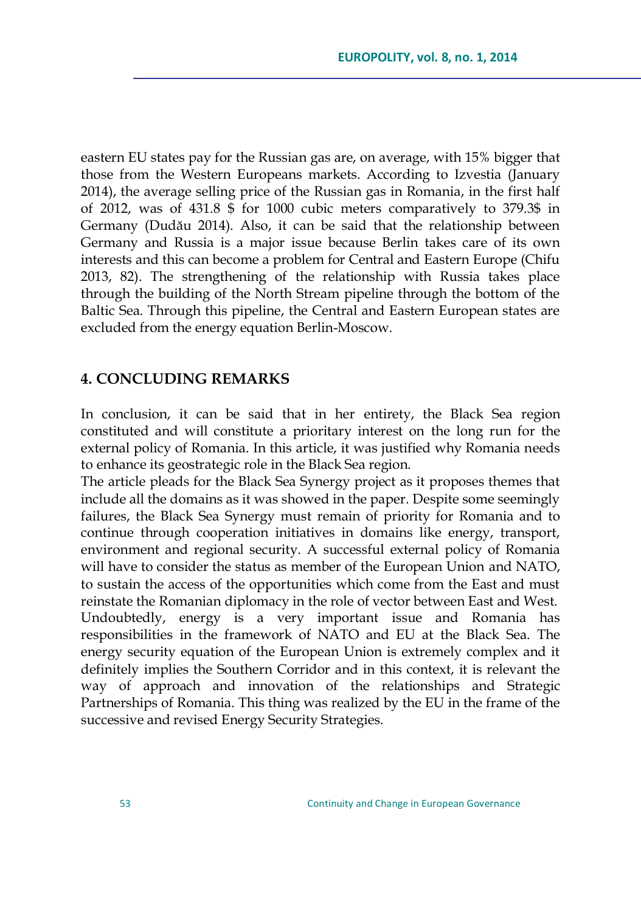eastern EU states pay for the Russian gas are, on average, with 15% bigger that those from the Western Europeans markets. According to Izvestia (January 2014), the average selling price of the Russian gas in Romania, in the first half of 2012, was of 431.8 $ for 1000 cubic meters comparatively to 379.3$ in Germany (Dudău 2014). Also, it can be said that the relationship between Germany and Russia is a major issue because Berlin takes care of its own interests and this can become a problem for Central and Eastern Europe (Chifu 2013, 82). The strengthening of the relationship with Russia takes place through the building of the North Stream pipeline through the bottom of the Baltic Sea. Through this pipeline, the Central and Eastern European states are excluded from the energy equation Berlin-Moscow.

## 4. CONCLUDING REMARKS

In conclusion, it can be said that in her entirety, the Black Sea region constituted and will constitute a prioritary interest on the long run for the external policy of Romania. In this article, it was justified why Romania needs to enhance its geostrategic role in the Black Sea region.

The article pleads for the Black Sea Synergy project as it proposes themes that include all the domains as it was showed in the paper. Despite some seemingly failures, the Black Sea Synergy must remain of priority for Romania and to continue through cooperation initiatives in domains like energy, transport, environment and regional security. A successful external policy of Romania will have to consider the status as member of the European Union and NATO, to sustain the access of the opportunities which come from the East and must reinstate the Romanian diplomacy in the role of vector between East and West.

Undoubtedly, energy is a very important issue and Romania has responsibilities in the framework of NATO and EU at the Black Sea. The energy security equation of the European Union is extremely complex and it definitely implies the Southern Corridor and in this context, it is relevant the way of approach and innovation of the relationships and Strategic Partnerships of Romania. This thing was realized by the EU in the frame of the successive and revised Energy Security Strategies.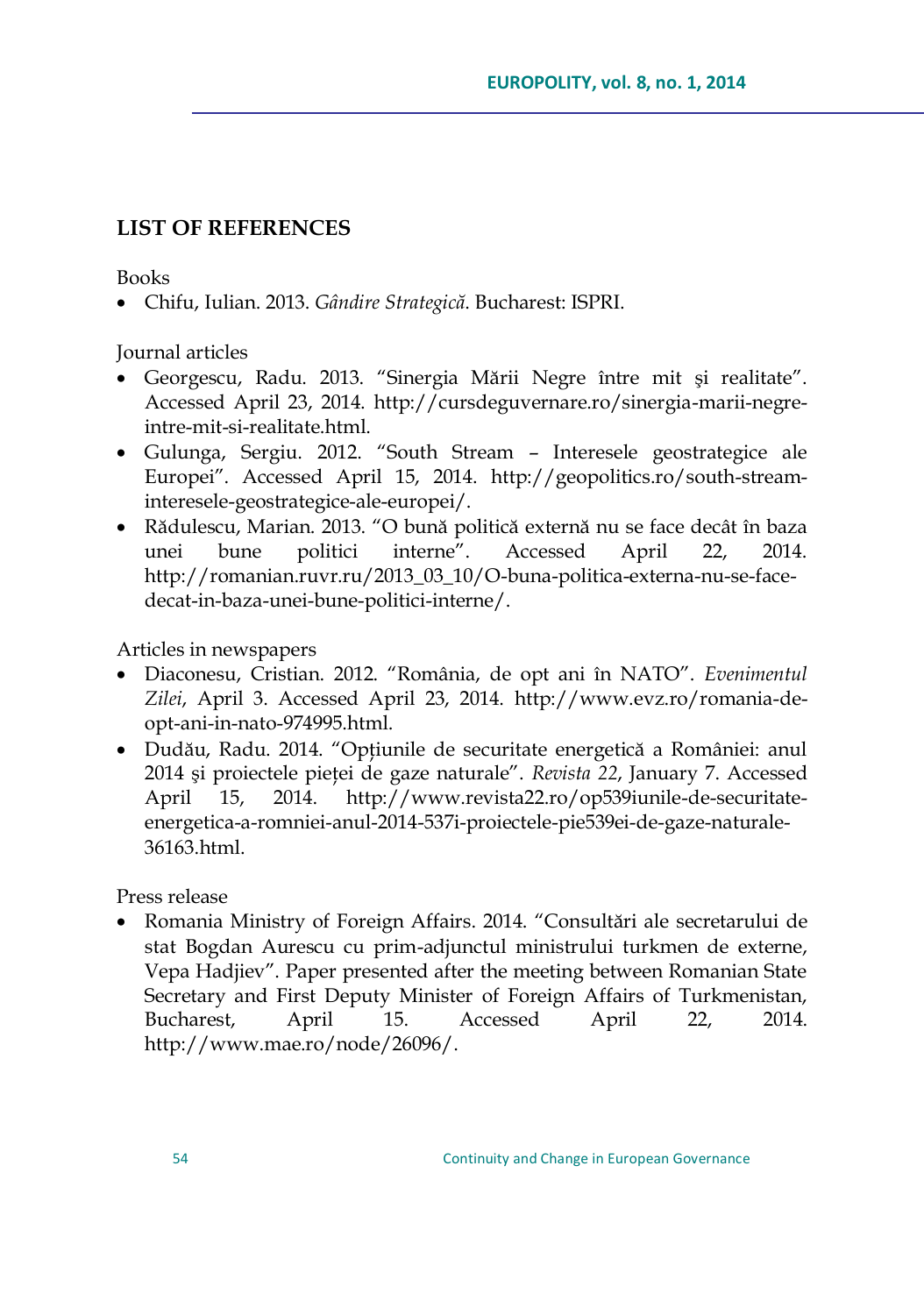## LIST OF REFERENCES

Books

- Chifu, Iulian. 2013. *Gândire Strategică*. Bucharest: ISPRI.

Journal articles

- Georgescu, Radu. 2013. "Sinergia Mării Negre între mit şi realitate". Accessed April 23, 2014. http://cursdeguvernare.ro/sinergia-marii-negre-intre-mit-si-realitate.html.
- Gulunga, Sergiu. 2012. "South Stream – Interesele geostrategice ale Europei". Accessed April 15, 2014. http://geopolitics.ro/south-stream-interesele-geostrategice-ale-europei/.
- Rădulescu, Marian. 2013. "O bună politică externă nu se face decât în baza unei bune politici interne". Accessed April 22, 2014. http://romanian.ruvr.ru/2013_03_10/O-buna-politica-externa-nu-se-face-decat-in-baza-unei-bune-politici-interne/.

Articles in newspapers

- Diaconesu, Cristian. 2012. "România, de opt ani în NATO". *Evenimentul Zilei*, April 3. Accessed April 23, 2014. http://www.evz.ro/romania-de-opt-ani-in-nato-974995.html.
- Dudău, Radu. 2014. "Opțiunile de securitate energetică a României: anul 2014 şi proiectele pieței de gaze naturale". *Revista 22*, January 7. Accessed April 15, 2014. http://www.revista22.ro/op539iunile-de-securitate-energetica-a-romniei-anul-2014-537i-proiectele-pie539ei-de-gaze-naturale-36163.html.

Press release

- Romania Ministry of Foreign Affairs. 2014. "Consultări ale secretarului de stat Bogdan Aurescu cu prim-adjunctul ministrului turkmen de externe, Vepa Hadjiev". Paper presented after the meeting between Romanian State Secretary and First Deputy Minister of Foreign Affairs of Turkmenistan, Bucharest, April 15. Accessed April 22, 2014. http://www.mae.ro/node/26096/.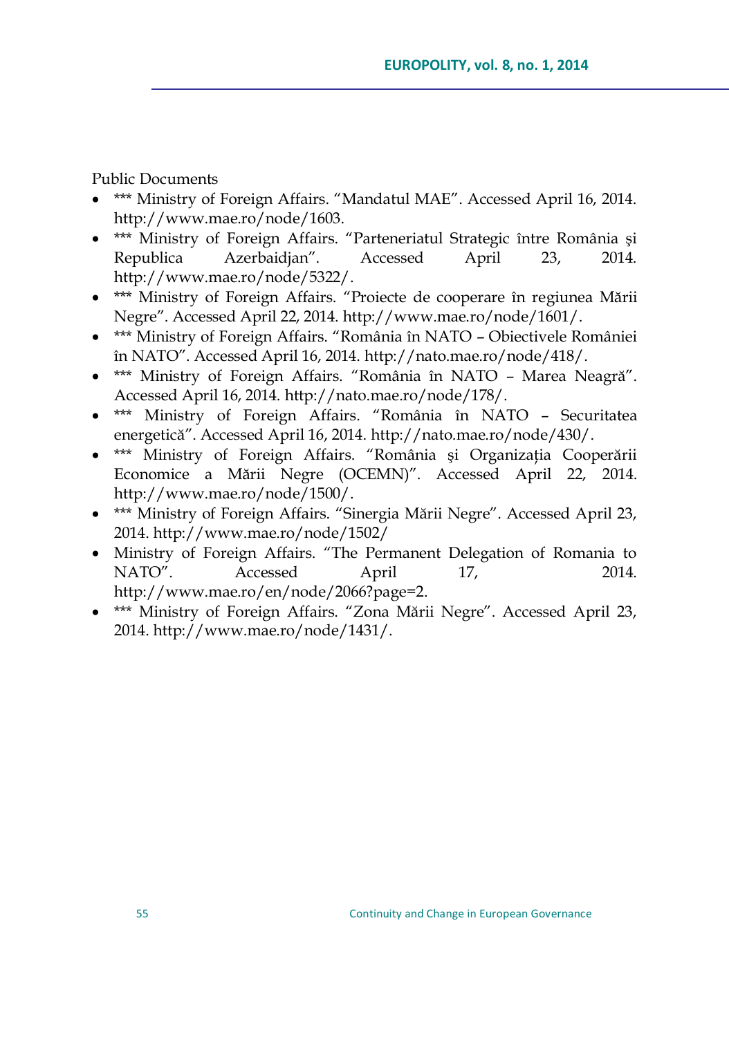Public Documents

- *** Ministry of Foreign Affairs. "Mandatul MAE". Accessed April 16, 2014. http://www.mae.ro/node/1603.
- *** Ministry of Foreign Affairs. "Parteneriatul Strategic între România şi Republica Azerbaidjan". Accessed April 23, 2014. http://www.mae.ro/node/5322/.
- *** Ministry of Foreign Affairs. "Proiecte de cooperare în regiunea Mării Negre". Accessed April 22, 2014. http://www.mae.ro/node/1601/.
- *** Ministry of Foreign Affairs. "România în NATO – Obiectivele României în NATO". Accessed April 16, 2014. http://nato.mae.ro/node/418/.
- *** Ministry of Foreign Affairs. "România în NATO – Marea Neagră". Accessed April 16, 2014. http://nato.mae.ro/node/178/.
- *** Ministry of Foreign Affairs. "România în NATO – Securitatea energetică". Accessed April 16, 2014. http://nato.mae.ro/node/430/.
- *** Ministry of Foreign Affairs. "România şi Organizaţia Cooperării Economice a Mării Negre (OCEMN)". Accessed April 22, 2014. http://www.mae.ro/node/1500/.
- *** Ministry of Foreign Affairs. "Sinergia Mării Negre". Accessed April 23, 2014. http://www.mae.ro/node/1502/
- Ministry of Foreign Affairs. "The Permanent Delegation of Romania to NATO". Accessed April 17, 2014. http://www.mae.ro/en/node/2066?page=2.
- *** Ministry of Foreign Affairs. "Zona Mării Negre". Accessed April 23, 2014. http://www.mae.ro/node/1431/.